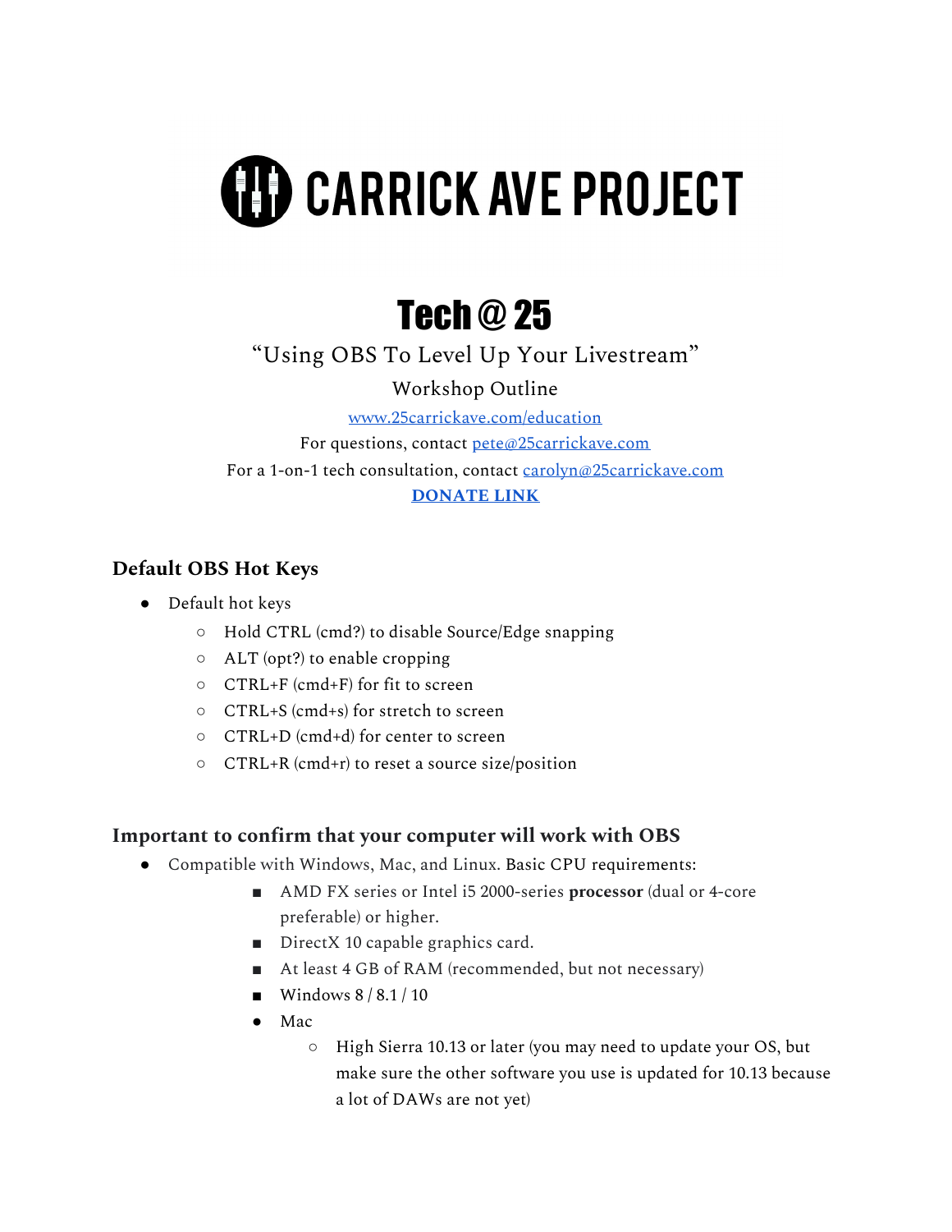# CARRICK AVE PROJECT

# Tech @ 25

"Using OBS To Level Up Your Livestream"

Workshop Outline

[www.25carrickave.com/education](www.25carrickave.com/education)

For questions, contact [pete@25carrickave.com](mailto:pete@25carrickave.com)

For a 1-on-1 tech consultation, contact [carolyn@25carrickave.com](mailto:carolyn@25carrickave.com)

**[DONATE LINK]()**

### Default OBS Hot Keys

- Default hot keys
  - Hold CTRL (cmd?) to disable Source/Edge snapping
  - ALT (opt?) to enable cropping
  - CTRL+F (cmd+F) for fit to screen
  - CTRL+S (cmd+s) for stretch to screen
  - CTRL+D (cmd+d) for center to screen
  - CTRL+R (cmd+r) to reset a source size/position

### Important to confirm that your computer will work with OBS

- Compatible with Windows, Mac, and Linux. Basic CPU requirements:
  - AMD FX series or Intel i5 2000-series **processor** (dual or 4-core preferable) or higher.
  - DirectX 10 capable graphics card.
  - At least 4 GB of RAM (recommended, but not necessary)
  - Windows 8 / 8.1 / 10
  - Mac
    - High Sierra 10.13 or later (you may need to update your OS, but make sure the other software you use is updated for 10.13 because a lot of DAWs are not yet)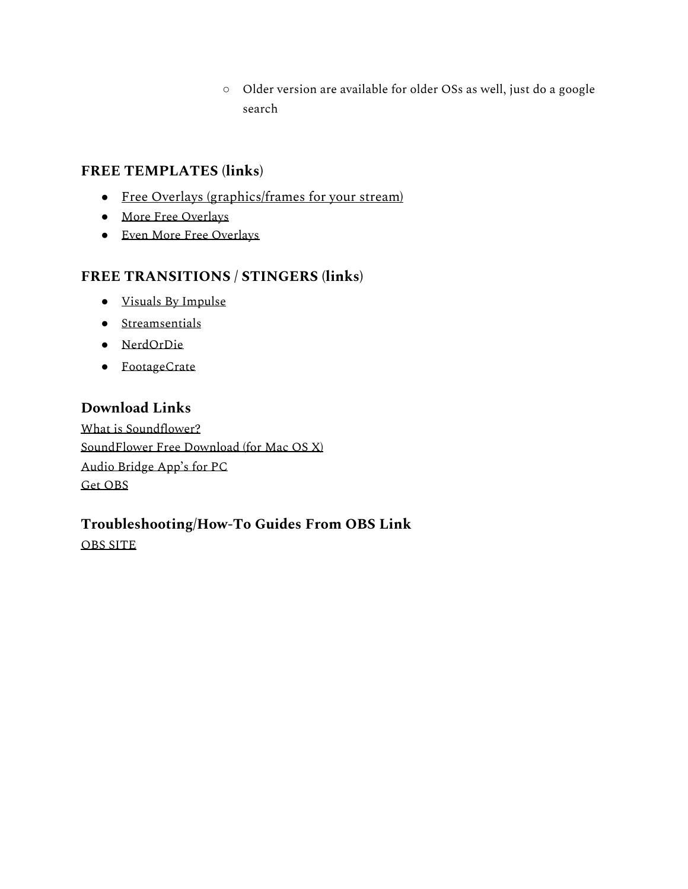- Older version are available for older OSs as well, just do a google search

## FREE TEMPLATES (links)

- Free Overlays (graphics/frames for your stream)
- More Free Overlays
- Even More Free Overlays

## FREE TRANSITIONS / STINGERS (links)

- Visuals By Impulse
- Streamsentials
- NerdOrDie
- FootageCrate

## Download Links

What is Soundflower?
SoundFlower Free Download (for Mac OS X)
Audio Bridge App's for PC
Get OBS

## Troubleshooting/How-To Guides From OBS Link

OBS SITE